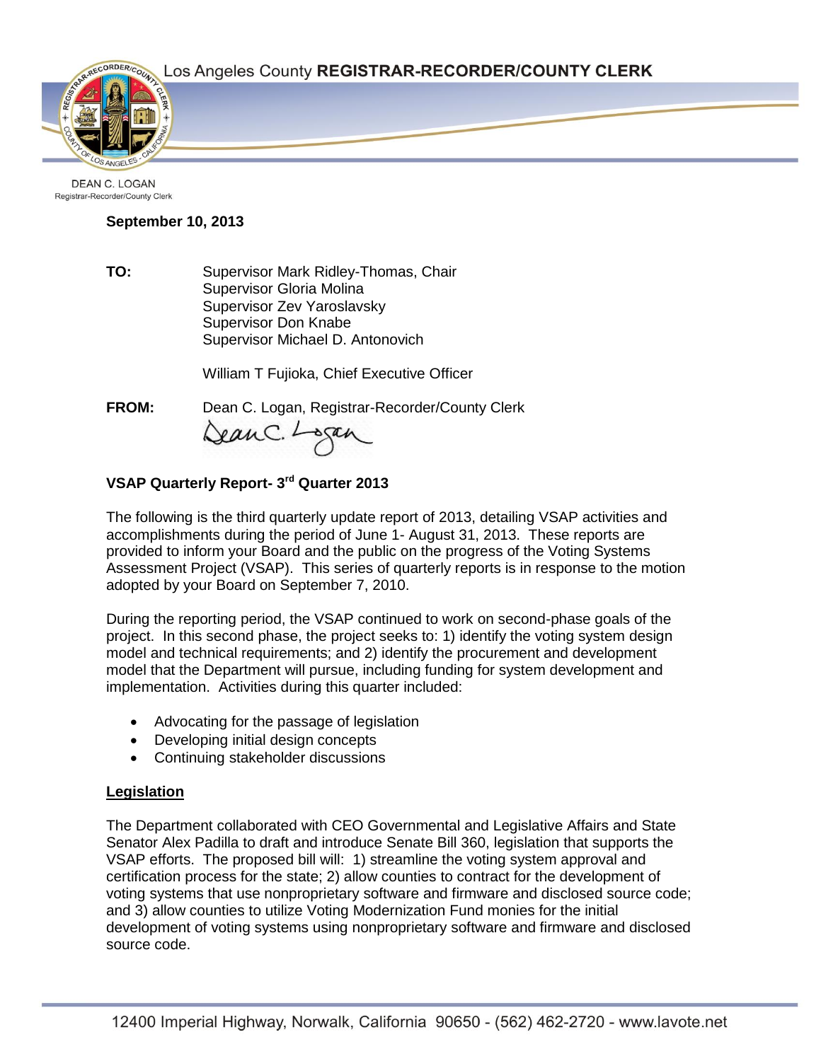Los Angeles County **REGISTRAR-RECORDER/COUNTY CLERK**

DEAN C. LOGAN
Registrar-Recorder/County Clerk

**September 10, 2013**

**TO:** Supervisor Mark Ridley-Thomas, Chair
Supervisor Gloria Molina
Supervisor Zev Yaroslavsky
Supervisor Don Knabe
Supervisor Michael D. Antonovich

William T Fujioka, Chief Executive Officer

**FROM:** Dean C. Logan, Registrar-Recorder/County Clerk

**VSAP Quarterly Report- 3rd Quarter 2013**

The following is the third quarterly update report of 2013, detailing VSAP activities and accomplishments during the period of June 1- August 31, 2013. These reports are provided to inform your Board and the public on the progress of the Voting Systems Assessment Project (VSAP). This series of quarterly reports is in response to the motion adopted by your Board on September 7, 2010.

During the reporting period, the VSAP continued to work on second-phase goals of the project. In this second phase, the project seeks to: 1) identify the voting system design model and technical requirements; and 2) identify the procurement and development model that the Department will pursue, including funding for system development and implementation. Activities during this quarter included:

- Advocating for the passage of legislation
- Developing initial design concepts
- Continuing stakeholder discussions

**<u>Legislation</u>**

The Department collaborated with CEO Governmental and Legislative Affairs and State Senator Alex Padilla to draft and introduce Senate Bill 360, legislation that supports the VSAP efforts. The proposed bill will: 1) streamline the voting system approval and certification process for the state; 2) allow counties to contract for the development of voting systems that use nonproprietary software and firmware and disclosed source code; and 3) allow counties to utilize Voting Modernization Fund monies for the initial development of voting systems using nonproprietary software and firmware and disclosed source code.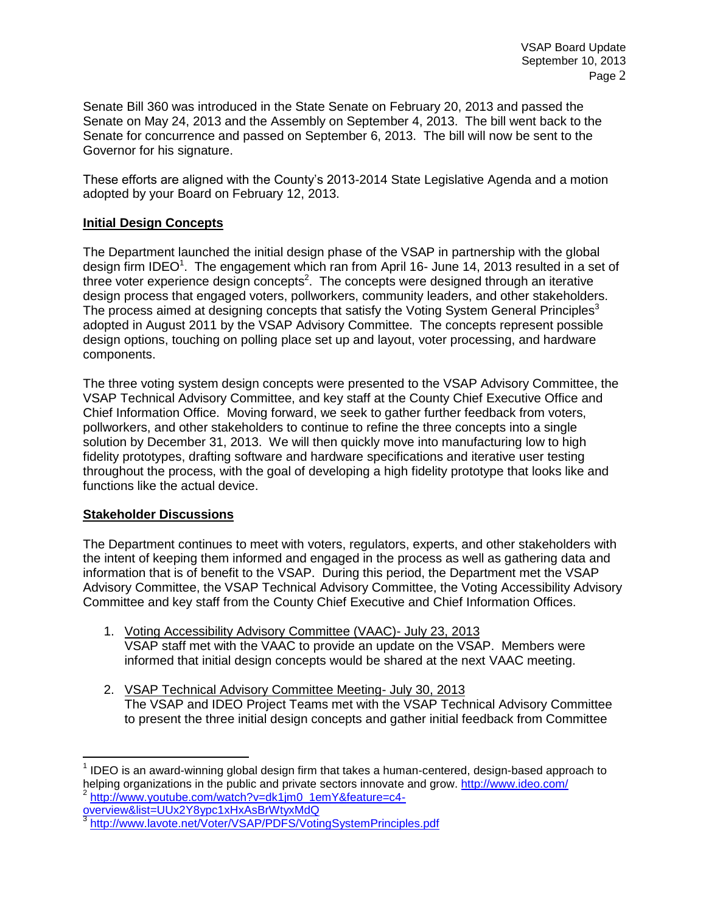Senate Bill 360 was introduced in the State Senate on February 20, 2013 and passed the Senate on May 24, 2013 and the Assembly on September 4, 2013. The bill went back to the Senate for concurrence and passed on September 6, 2013. The bill will now be sent to the Governor for his signature.

These efforts are aligned with the County's 2013-2014 State Legislative Agenda and a motion adopted by your Board on February 12, 2013.

**Initial Design Concepts**

The Department launched the initial design phase of the VSAP in partnership with the global design firm IDEO[1]. The engagement which ran from April 16- June 14, 2013 resulted in a set of three voter experience design concepts[2]. The concepts were designed through an iterative design process that engaged voters, pollworkers, community leaders, and other stakeholders. The process aimed at designing concepts that satisfy the Voting System General Principles[3] adopted in August 2011 by the VSAP Advisory Committee. The concepts represent possible design options, touching on polling place set up and layout, voter processing, and hardware components.

The three voting system design concepts were presented to the VSAP Advisory Committee, the VSAP Technical Advisory Committee, and key staff at the County Chief Executive Office and Chief Information Office. Moving forward, we seek to gather further feedback from voters, pollworkers, and other stakeholders to continue to refine the three concepts into a single solution by December 31, 2013. We will then quickly move into manufacturing low to high fidelity prototypes, drafting software and hardware specifications and iterative user testing throughout the process, with the goal of developing a high fidelity prototype that looks like and functions like the actual device.

**Stakeholder Discussions**

The Department continues to meet with voters, regulators, experts, and other stakeholders with the intent of keeping them informed and engaged in the process as well as gathering data and information that is of benefit to the VSAP. During this period, the Department met the VSAP Advisory Committee, the VSAP Technical Advisory Committee, the Voting Accessibility Advisory Committee and key staff from the County Chief Executive and Chief Information Offices.

1. Voting Accessibility Advisory Committee (VAAC)- July 23, 2013
   VSAP staff met with the VAAC to provide an update on the VSAP. Members were informed that initial design concepts would be shared at the next VAAC meeting.

2. VSAP Technical Advisory Committee Meeting- July 30, 2013
   The VSAP and IDEO Project Teams met with the VSAP Technical Advisory Committee to present the three initial design concepts and gather initial feedback from Committee

---

[1] IDEO is an award-winning global design firm that takes a human-centered, design-based approach to helping organizations in the public and private sectors innovate and grow. http://www.ideo.com/

[2] http://www.youtube.com/watch?v=dk1jm0_1emY&feature=c4-overview&list=UUx2Y8ypc1xHxAsBrWtyxMdQ

[3] http://www.lavote.net/Voter/VSAP/PDFS/VotingSystemPrinciples.pdf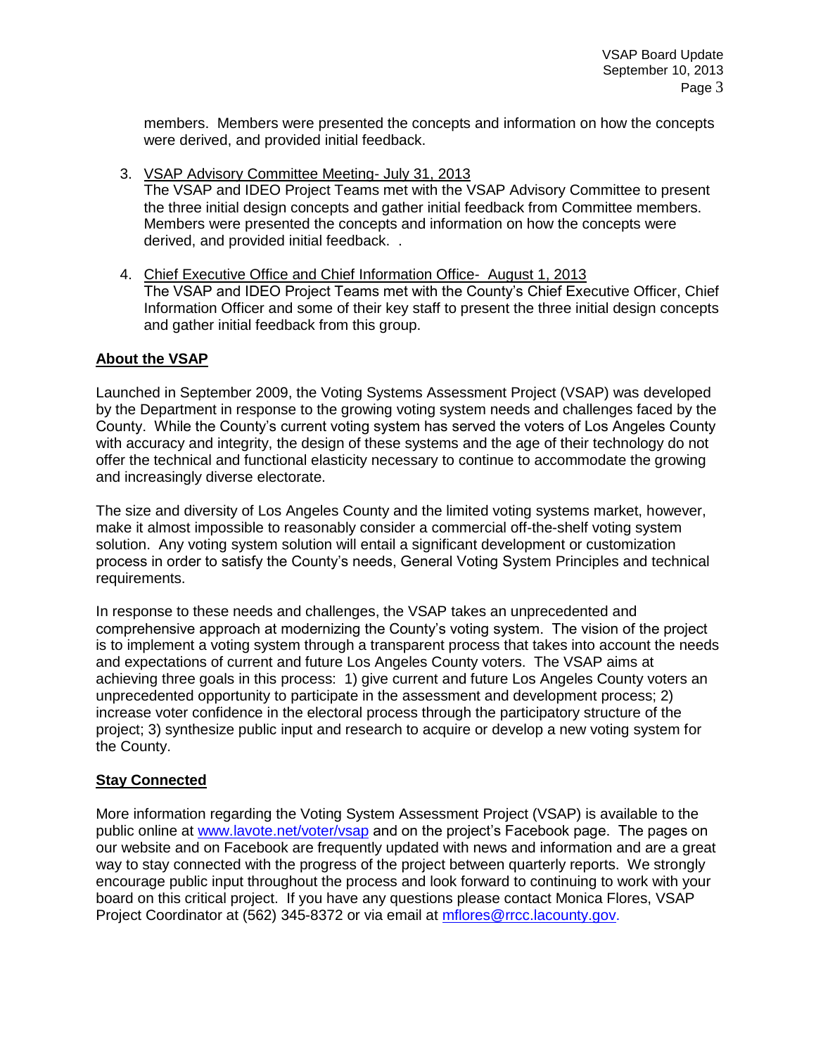members. Members were presented the concepts and information on how the concepts were derived, and provided initial feedback.

3. VSAP Advisory Committee Meeting- July 31, 2013
   The VSAP and IDEO Project Teams met with the VSAP Advisory Committee to present the three initial design concepts and gather initial feedback from Committee members. Members were presented the concepts and information on how the concepts were derived, and provided initial feedback. .

4. Chief Executive Office and Chief Information Office- August 1, 2013
   The VSAP and IDEO Project Teams met with the County's Chief Executive Officer, Chief Information Officer and some of their key staff to present the three initial design concepts and gather initial feedback from this group.

## About the VSAP

Launched in September 2009, the Voting Systems Assessment Project (VSAP) was developed by the Department in response to the growing voting system needs and challenges faced by the County. While the County's current voting system has served the voters of Los Angeles County with accuracy and integrity, the design of these systems and the age of their technology do not offer the technical and functional elasticity necessary to continue to accommodate the growing and increasingly diverse electorate.

The size and diversity of Los Angeles County and the limited voting systems market, however, make it almost impossible to reasonably consider a commercial off-the-shelf voting system solution. Any voting system solution will entail a significant development or customization process in order to satisfy the County's needs, General Voting System Principles and technical requirements.

In response to these needs and challenges, the VSAP takes an unprecedented and comprehensive approach at modernizing the County's voting system. The vision of the project is to implement a voting system through a transparent process that takes into account the needs and expectations of current and future Los Angeles County voters. The VSAP aims at achieving three goals in this process: 1) give current and future Los Angeles County voters an unprecedented opportunity to participate in the assessment and development process; 2) increase voter confidence in the electoral process through the participatory structure of the project; 3) synthesize public input and research to acquire or develop a new voting system for the County.

## Stay Connected

More information regarding the Voting System Assessment Project (VSAP) is available to the public online at www.lavote.net/voter/vsap and on the project's Facebook page. The pages on our website and on Facebook are frequently updated with news and information and are a great way to stay connected with the progress of the project between quarterly reports. We strongly encourage public input throughout the process and look forward to continuing to work with your board on this critical project. If you have any questions please contact Monica Flores, VSAP Project Coordinator at (562) 345-8372 or via email at mflores@rrcc.lacounty.gov.